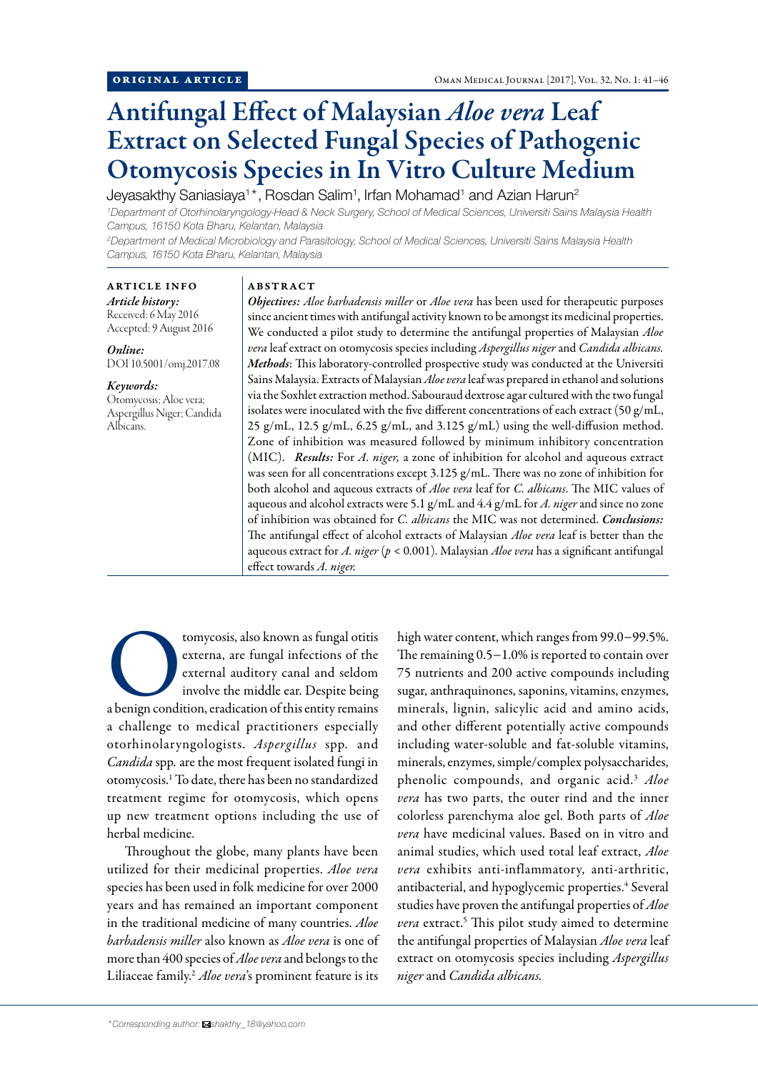ORIGINAL ARTICLE

# Antifungal Effect of Malaysian *Aloe vera* Leaf Extract on Selected Fungal Species of Pathogenic Otomycosis Species in In Vitro Culture Medium

Jeyasakthy Saniasiaya[1]*, Rosdan Salim[1], Irfan Mohamad[1] and Azian Harun[2]

[1]Department of Otorhinolaryngology-Head & Neck Surgery, School of Medical Sciences, Universiti Sains Malaysia Health Campus, 16150 Kota Bharu, Kelantan, Malaysia

[2]Department of Medical Microbiology and Parasitology, School of Medical Sciences, Universiti Sains Malaysia Health Campus, 16150 Kota Bharu, Kelantan, Malaysia

**ARTICLE INFO**

*Article history:*
Received: 6 May 2016
Accepted: 9 August 2016

*Online:*
DOI 10.5001/omj.2017.08

*Keywords:*
Otomycosis; Aloe vera; Aspergillus Niger; Candida Albicans.

**ABSTRACT**

***Objectives:*** *Aloe barbadensis miller* or *Aloe vera* has been used for therapeutic purposes since ancient times with antifungal activity known to be amongst its medicinal properties. We conducted a pilot study to determine the antifungal properties of Malaysian *Aloe vera* leaf extract on otomycosis species including *Aspergillus niger* and *Candida albicans.* ***Methods***: This laboratory-controlled prospective study was conducted at the Universiti Sains Malaysia. Extracts of Malaysian *Aloe vera* leaf was prepared in ethanol and solutions via the Soxhlet extraction method. Sabouraud dextrose agar cultured with the two fungal isolates were inoculated with the five different concentrations of each extract (50 g/mL, 25 g/mL, 12.5 g/mL, 6.25 g/mL, and 3.125 g/mL) using the well-diffusion method. Zone of inhibition was measured followed by minimum inhibitory concentration (MIC). ***Results:*** For *A. niger,* a zone of inhibition for alcohol and aqueous extract was seen for all concentrations except 3.125 g/mL. There was no zone of inhibition for both alcohol and aqueous extracts of *Aloe vera* leaf for *C. albicans*. The MIC values of aqueous and alcohol extracts were 5.1 g/mL and 4.4 g/mL for *A. niger* and since no zone of inhibition was obtained for *C. albicans* the MIC was not determined. ***Conclusions:*** The antifungal effect of alcohol extracts of Malaysian *Aloe vera* leaf is better than the aqueous extract for *A. niger* ($p < 0.001$). Malaysian *Aloe vera* has a significant antifungal effect towards *A. niger.*

Otomycosis, also known as fungal otitis externa, are fungal infections of the external auditory canal and seldom involve the middle ear. Despite being a benign condition, eradication of this entity remains a challenge to medical practitioners especially otorhinolaryngologists. *Aspergillus* spp. and *Candida* spp. are the most frequent isolated fungi in otomycosis.[1] To date, there has been no standardized treatment regime for otomycosis, which opens up new treatment options including the use of herbal medicine.

Throughout the globe, many plants have been utilized for their medicinal properties. *Aloe vera* species has been used in folk medicine for over 2000 years and has remained an important component in the traditional medicine of many countries. *Aloe barbadensis miller* also known as *Aloe vera* is one of more than 400 species of *Aloe vera* and belongs to the Liliaceae family.[2] *Aloe vera*'s prominent feature is its high water content, which ranges from 99.0–99.5%. The remaining 0.5–1.0% is reported to contain over 75 nutrients and 200 active compounds including sugar, anthraquinones, saponins, vitamins, enzymes, minerals, lignin, salicylic acid and amino acids, and other different potentially active compounds including water-soluble and fat-soluble vitamins, minerals, enzymes, simple/complex polysaccharides, phenolic compounds, and organic acid.[3] *Aloe vera* has two parts, the outer rind and the inner colorless parenchyma aloe gel. Both parts of *Aloe vera* have medicinal values. Based on in vitro and animal studies, which used total leaf extract, *Aloe vera* exhibits anti-inflammatory, anti-arthritic, antibacterial, and hypoglycemic properties.[4] Several studies have proven the antifungal properties of *Aloe vera* extract.[5] This pilot study aimed to determine the antifungal properties of Malaysian *Aloe vera* leaf extract on otomycosis species including *Aspergillus niger* and *Candida albicans.*

*Corresponding author: shakthy_18@yahoo.com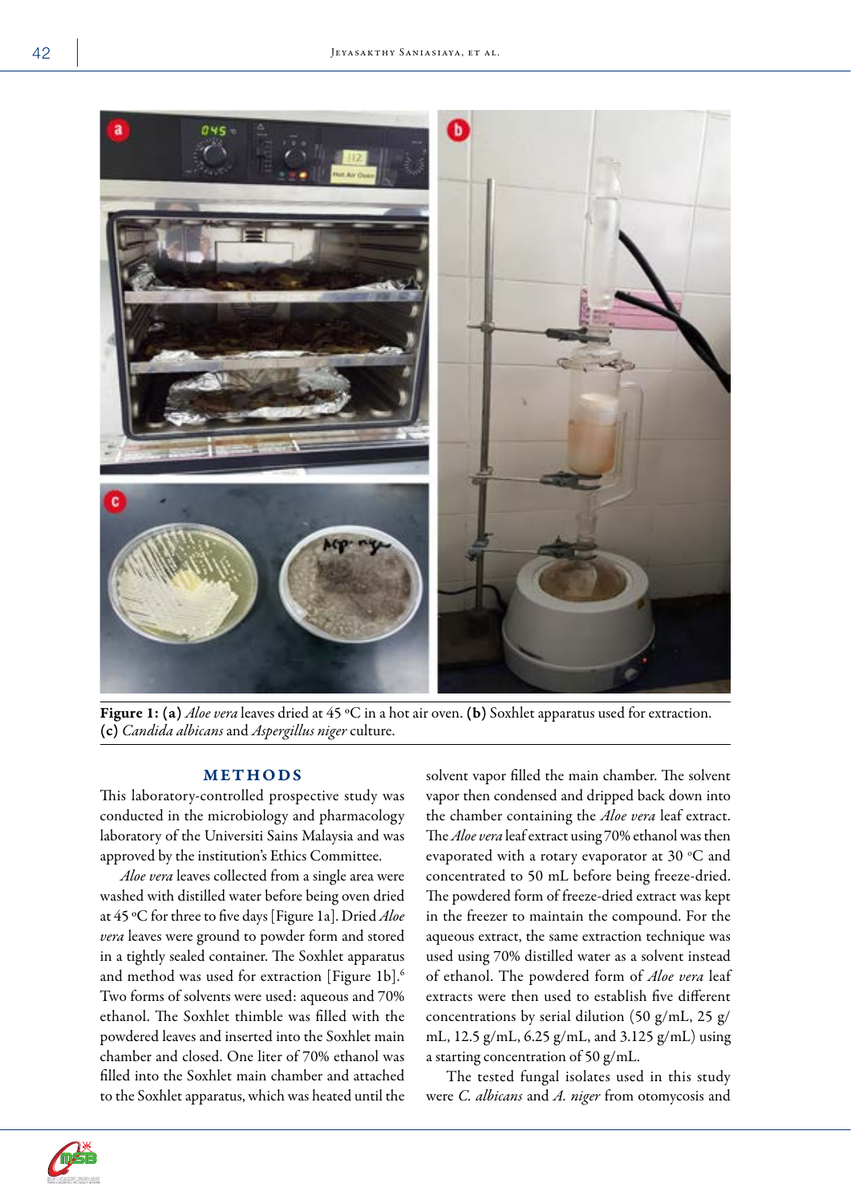Figure 1: **(a)** *Aloe vera* leaves dried at 45 ºC in a hot air oven. **(b)** Soxhlet apparatus used for extraction. **(c)** *Candida albicans* and *Aspergillus niger* culture.

## METHODS

This laboratory-controlled prospective study was conducted in the microbiology and pharmacology laboratory of the Universiti Sains Malaysia and was approved by the institution's Ethics Committee.

*Aloe vera* leaves collected from a single area were washed with distilled water before being oven dried at 45 ºC for three to five days [Figure 1a]. Dried *Aloe vera* leaves were ground to powder form and stored in a tightly sealed container. The Soxhlet apparatus and method was used for extraction [Figure 1b].[6] Two forms of solvents were used: aqueous and 70% ethanol. The Soxhlet thimble was filled with the powdered leaves and inserted into the Soxhlet main chamber and closed. One liter of 70% ethanol was filled into the Soxhlet main chamber and attached to the Soxhlet apparatus, which was heated until the solvent vapor filled the main chamber. The solvent vapor then condensed and dripped back down into the chamber containing the *Aloe vera* leaf extract. The *Aloe vera* leaf extract using 70% ethanol was then evaporated with a rotary evaporator at 30 ºC and concentrated to 50 mL before being freeze-dried. The powdered form of freeze-dried extract was kept in the freezer to maintain the compound. For the aqueous extract, the same extraction technique was used using 70% distilled water as a solvent instead of ethanol. The powdered form of *Aloe vera* leaf extracts were then used to establish five different concentrations by serial dilution (50 g/mL, 25 g/mL, 12.5 g/mL, 6.25 g/mL, and 3.125 g/mL) using a starting concentration of 50 g/mL.

The tested fungal isolates used in this study were *C. albicans* and *A. niger* from otomycosis and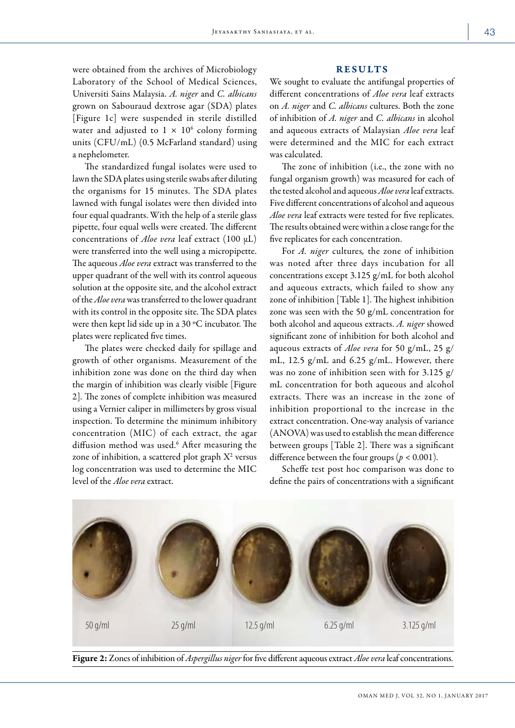were obtained from the archives of Microbiology Laboratory of the School of Medical Sciences, Universiti Sains Malaysia. *A. niger* and *C. albicans* grown on Sabouraud dextrose agar (SDA) plates [Figure 1c] were suspended in sterile distilled water and adjusted to $1 \times 10^6$ colony forming units (CFU/mL) (0.5 McFarland standard) using a nephelometer.

The standardized fungal isolates were used to lawn the SDA plates using sterile swabs after diluting the organisms for 15 minutes. The SDA plates lawned with fungal isolates were then divided into four equal quadrants. With the help of a sterile glass pipette, four equal wells were created. The different concentrations of *Aloe vera* leaf extract (100 µL) were transferred into the well using a micropipette. The aqueous *Aloe vera* extract was transferred to the upper quadrant of the well with its control aqueous solution at the opposite site, and the alcohol extract of the *Aloe vera* was transferred to the lower quadrant with its control in the opposite site. The SDA plates were then kept lid side up in a 30 ºC incubator. The plates were replicated five times.

The plates were checked daily for spillage and growth of other organisms. Measurement of the inhibition zone was done on the third day when the margin of inhibition was clearly visible [Figure 2]. The zones of complete inhibition was measured using a Vernier caliper in millimeters by gross visual inspection. To determine the minimum inhibitory concentration (MIC) of each extract, the agar diffusion method was used.[6] After measuring the zone of inhibition, a scattered plot graph $X^2$ versus log concentration was used to determine the MIC level of the *Aloe vera* extract.

## RESULTS

We sought to evaluate the antifungal properties of different concentrations of *Aloe vera* leaf extracts on *A. niger* and *C. albicans* cultures. Both the zone of inhibition of *A. niger* and *C. albicans* in alcohol and aqueous extracts of Malaysian *Aloe vera* leaf were determined and the MIC for each extract was calculated.

The zone of inhibition (i.e., the zone with no fungal organism growth) was measured for each of the tested alcohol and aqueous *Aloe vera* leaf extracts. Five different concentrations of alcohol and aqueous *Aloe vera* leaf extracts were tested for five replicates. The results obtained were within a close range for the five replicates for each concentration.

For *A. niger* cultures, the zone of inhibition was noted after three days incubation for all concentrations except 3.125 g/mL for both alcohol and aqueous extracts, which failed to show any zone of inhibition [Table 1]. The highest inhibition zone was seen with the 50 g/mL concentration for both alcohol and aqueous extracts. *A. niger* showed significant zone of inhibition for both alcohol and aqueous extracts of *Aloe vera* for 50 g/mL, 25 g/mL, 12.5 g/mL and 6.25 g/mL. However, there was no zone of inhibition seen with for 3.125 g/mL concentration for both aqueous and alcohol extracts. There was an increase in the zone of inhibition proportional to the increase in the extract concentration. One-way analysis of variance (ANOVA) was used to establish the mean difference between groups [Table 2]. There was a significant difference between the four groups ($p < 0.001$).

Scheffe test post hoc comparison was done to define the pairs of concentrations with a significant

50 g/ml | 25 g/ml | 12.5 g/ml | 6.25 g/ml | 3.125 g/ml

**Figure 2:** Zones of inhibition of *Aspergillus niger* for five different aqueous extract *Aloe vera* leaf concentrations.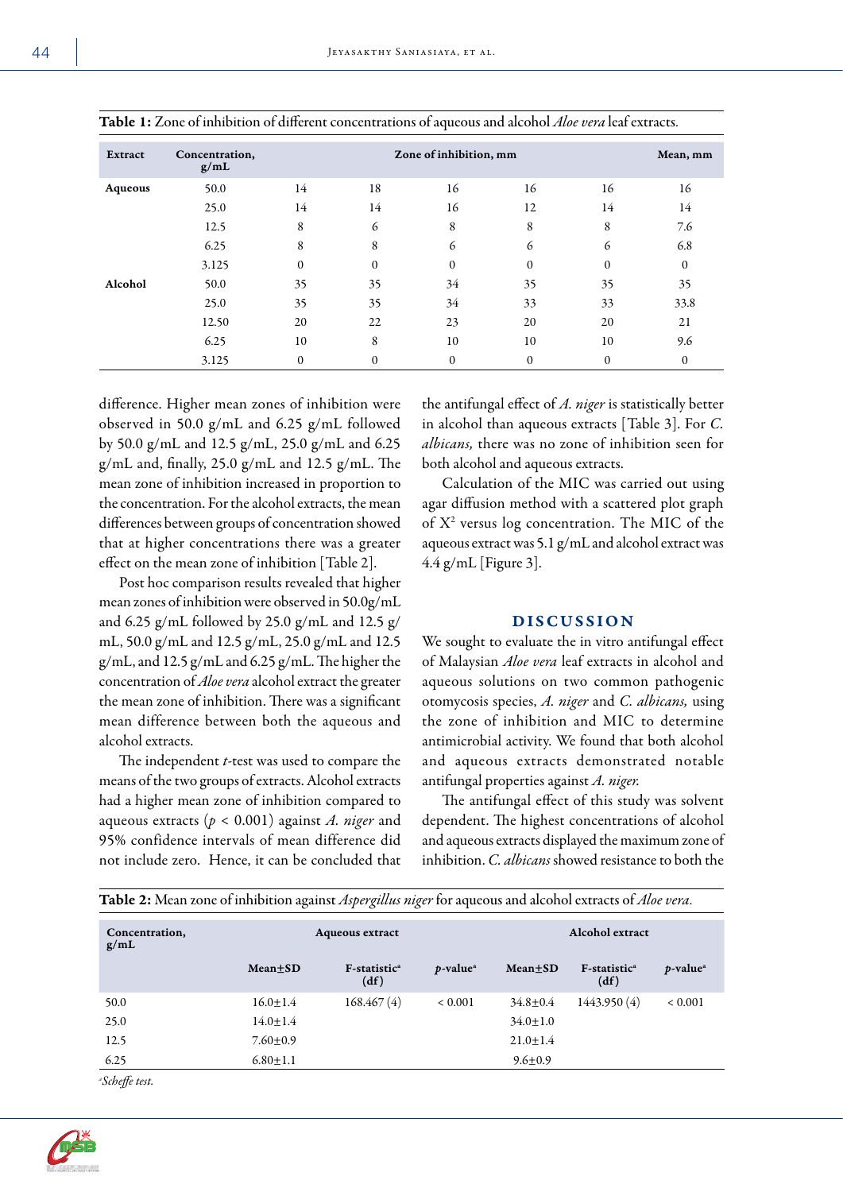**Table 1:** Zone of inhibition of different concentrations of aqueous and alcohol *Aloe vera* leaf extracts.

| Extract | Concentration, g/mL | Zone of inhibition, mm | | | | | Mean, mm |
|---|---|---|---|---|---|---|---|
| **Aqueous** | 50.0 | 14 | 18 | 16 | 16 | 16 | 16 |
| | 25.0 | 14 | 14 | 16 | 12 | 14 | 14 |
| | 12.5 | 8 | 6 | 8 | 8 | 8 | 7.6 |
| | 6.25 | 8 | 8 | 6 | 6 | 6 | 6.8 |
| | 3.125 | 0 | 0 | 0 | 0 | 0 | 0 |
| **Alcohol** | 50.0 | 35 | 35 | 34 | 35 | 35 | 35 |
| | 25.0 | 35 | 35 | 34 | 33 | 33 | 33.8 |
| | 12.50 | 20 | 22 | 23 | 20 | 20 | 21 |
| | 6.25 | 10 | 8 | 10 | 10 | 10 | 9.6 |
| | 3.125 | 0 | 0 | 0 | 0 | 0 | 0 |

difference. Higher mean zones of inhibition were observed in 50.0 g/mL and 6.25 g/mL followed by 50.0 g/mL and 12.5 g/mL, 25.0 g/mL and 6.25 g/mL and, finally, 25.0 g/mL and 12.5 g/mL. The mean zone of inhibition increased in proportion to the concentration. For the alcohol extracts, the mean differences between groups of concentration showed that at higher concentrations there was a greater effect on the mean zone of inhibition [Table 2].

Post hoc comparison results revealed that higher mean zones of inhibition were observed in 50.0g/mL and 6.25 g/mL followed by 25.0 g/mL and 12.5 g/mL, 50.0 g/mL and 12.5 g/mL, 25.0 g/mL and 12.5 g/mL, and 12.5 g/mL and 6.25 g/mL. The higher the concentration of *Aloe vera* alcohol extract the greater the mean zone of inhibition. There was a significant mean difference between both the aqueous and alcohol extracts.

The independent *t*-test was used to compare the means of the two groups of extracts. Alcohol extracts had a higher mean zone of inhibition compared to aqueous extracts ($p < 0.001$) against *A. niger* and 95% confidence intervals of mean difference did not include zero. Hence, it can be concluded that the antifungal effect of *A. niger* is statistically better in alcohol than aqueous extracts [Table 3]. For *C. albicans,* there was no zone of inhibition seen for both alcohol and aqueous extracts.

Calculation of the MIC was carried out using agar diffusion method with a scattered plot graph of $X^2$ versus log concentration. The MIC of the aqueous extract was 5.1 g/mL and alcohol extract was 4.4 g/mL [Figure 3].

## DISCUSSION

We sought to evaluate the in vitro antifungal effect of Malaysian *Aloe vera* leaf extracts in alcohol and aqueous solutions on two common pathogenic otomycosis species, *A. niger* and *C. albicans,* using the zone of inhibition and MIC to determine antimicrobial activity. We found that both alcohol and aqueous extracts demonstrated notable antifungal properties against *A. niger.*

The antifungal effect of this study was solvent dependent. The highest concentrations of alcohol and aqueous extracts displayed the maximum zone of inhibition. *C. albicans* showed resistance to both the

**Table 2:** Mean zone of inhibition against *Aspergillus niger* for aqueous and alcohol extracts of *Aloe vera.*

| Concentration, g/mL | Aqueous extract | | | Alcohol extract | | |
|---|---|---|---|---|---|---|
| | Mean±SD | F-statistic[a] (df) | *p*-value[a] | Mean±SD | F-statistic[a] (df) | *p*-value[a] |
| 50.0 | 16.0±1.4 | 168.467 (4) | < 0.001 | 34.8±0.4 | 1443.950 (4) | < 0.001 |
| 25.0 | 14.0±1.4 | | | 34.0±1.0 | | |
| 12.5 | 7.60±0.9 | | | 21.0±1.4 | | |
| 6.25 | 6.80±1.1 | | | 9.6±0.9 | | |

[a]*Scheffe test.*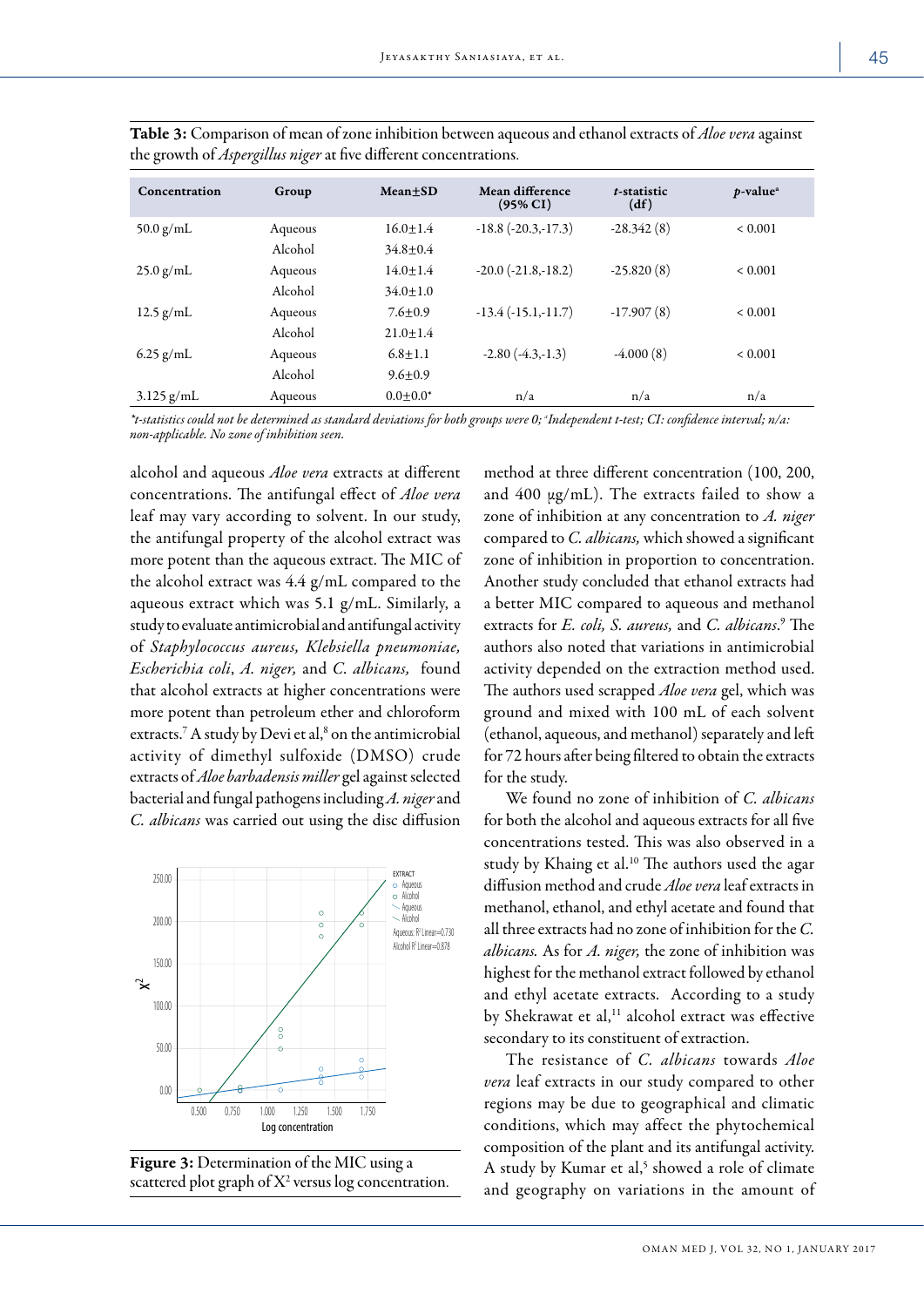**Table 3:** Comparison of mean of zone inhibition between aqueous and ethanol extracts of *Aloe vera* against the growth of *Aspergillus niger* at five different concentrations.

| Concentration | Group | Mean±SD | Mean difference (95% CI) | *t*-statistic (df) | *p*-value[a] |
|---|---|---|---|---|---|
| 50.0 g/mL | Aqueous | 16.0±1.4 | -18.8 (-20.3,-17.3) | -28.342 (8) | < 0.001 |
| | Alcohol | 34.8±0.4 | | | |
| 25.0 g/mL | Aqueous | 14.0±1.4 | -20.0 (-21.8,-18.2) | -25.820 (8) | < 0.001 |
| | Alcohol | 34.0±1.0 | | | |
| 12.5 g/mL | Aqueous | 7.6±0.9 | -13.4 (-15.1,-11.7) | -17.907 (8) | < 0.001 |
| | Alcohol | 21.0±1.4 | | | |
| 6.25 g/mL | Aqueous | 6.8±1.1 | -2.80 (-4.3,-1.3) | -4.000 (8) | < 0.001 |
| | Alcohol | 9.6±0.9 | | | |
| 3.125 g/mL | Aqueous | 0.0±0.0* | n/a | n/a | n/a |

*\*t-statistics could not be determined as standard deviations for both groups were 0; [a]Independent t-test; CI: confidence interval; n/a: non-applicable. No zone of inhibition seen.*

alcohol and aqueous *Aloe vera* extracts at different concentrations. The antifungal effect of *Aloe vera* leaf may vary according to solvent. In our study, the antifungal property of the alcohol extract was more potent than the aqueous extract. The MIC of the alcohol extract was 4.4 g/mL compared to the aqueous extract which was 5.1 g/mL. Similarly, a study to evaluate antimicrobial and antifungal activity of *Staphylococcus aureus, Klebsiella pneumoniae, Escherichia coli*, *A. niger,* and *C. albicans,* found that alcohol extracts at higher concentrations were more potent than petroleum ether and chloroform extracts.[7] A study by Devi et al,[8] on the antimicrobial activity of dimethyl sulfoxide (DMSO) crude extracts of *Aloe barbadensis miller* gel against selected bacterial and fungal pathogens including *A. niger* and *C. albicans* was carried out using the disc diffusion method at three different concentration (100, 200, and 400 µg/mL). The extracts failed to show a zone of inhibition at any concentration to *A. niger* compared to *C. albicans,* which showed a significant zone of inhibition in proportion to concentration. Another study concluded that ethanol extracts had a better MIC compared to aqueous and methanol extracts for *E. coli, S. aureus,* and *C. albicans*.[9] The authors also noted that variations in antimicrobial activity depended on the extraction method used. The authors used scrapped *Aloe vera* gel, which was ground and mixed with 100 mL of each solvent (ethanol, aqueous, and methanol) separately and left for 72 hours after being filtered to obtain the extracts for the study.

**Figure 3:** Determination of the MIC using a scattered plot graph of $X^2$ versus log concentration.

We found no zone of inhibition of *C. albicans* for both the alcohol and aqueous extracts for all five concentrations tested. This was also observed in a study by Khaing et al.[10] The authors used the agar diffusion method and crude *Aloe vera* leaf extracts in methanol, ethanol, and ethyl acetate and found that all three extracts had no zone of inhibition for the *C. albicans.* As for *A. niger,* the zone of inhibition was highest for the methanol extract followed by ethanol and ethyl acetate extracts. According to a study by Shekrawat et al,[11] alcohol extract was effective secondary to its constituent of extraction.

The resistance of *C. albicans* towards *Aloe vera* leaf extracts in our study compared to other regions may be due to geographical and climatic conditions, which may affect the phytochemical composition of the plant and its antifungal activity. A study by Kumar et al,[5] showed a role of climate and geography on variations in the amount of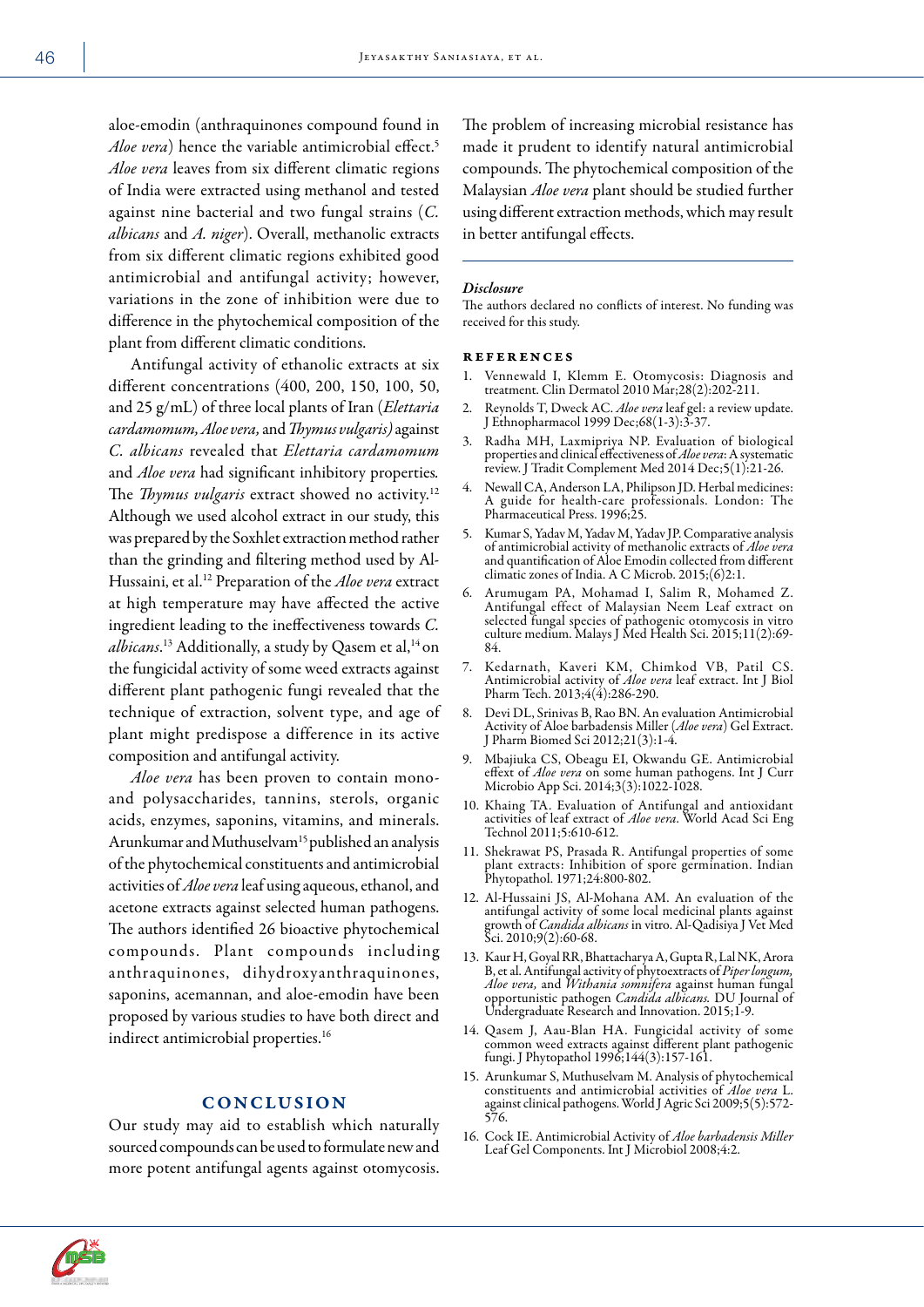aloe-emodin (anthraquinones compound found in *Aloe vera*) hence the variable antimicrobial effect.[5] *Aloe vera* leaves from six different climatic regions of India were extracted using methanol and tested against nine bacterial and two fungal strains (*C. albicans* and *A. niger*). Overall, methanolic extracts from six different climatic regions exhibited good antimicrobial and antifungal activity; however, variations in the zone of inhibition were due to difference in the phytochemical composition of the plant from different climatic conditions.

Antifungal activity of ethanolic extracts at six different concentrations (400, 200, 150, 100, 50, and 25 g/mL) of three local plants of Iran (*Elettaria cardamomum, Aloe vera,* and *Thymus vulgaris)* against *C. albicans* revealed that *Elettaria cardamomum* and *Aloe vera* had significant inhibitory properties. The *Thymus vulgaris* extract showed no activity.[12] Although we used alcohol extract in our study, this was prepared by the Soxhlet extraction method rather than the grinding and filtering method used by Al-Hussaini, et al.[12] Preparation of the *Aloe vera* extract at high temperature may have affected the active ingredient leading to the ineffectiveness towards *C. albicans*.[13] Additionally, a study by Qasem et al,[14] on the fungicidal activity of some weed extracts against different plant pathogenic fungi revealed that the technique of extraction, solvent type, and age of plant might predispose a difference in its active composition and antifungal activity.

*Aloe vera* has been proven to contain mono- and polysaccharides, tannins, sterols, organic acids, enzymes, saponins, vitamins, and minerals. Arunkumar and Muthuselvam[15] published an analysis of the phytochemical constituents and antimicrobial activities of *Aloe vera* leaf using aqueous, ethanol, and acetone extracts against selected human pathogens. The authors identified 26 bioactive phytochemical compounds. Plant compounds including anthraquinones, dihydroxyanthraquinones, saponins, acemannan, and aloe-emodin have been proposed by various studies to have both direct and indirect antimicrobial properties.[16]

## CONCLUSION

Our study may aid to establish which naturally sourced compounds can be used to formulate new and more potent antifungal agents against otomycosis. The problem of increasing microbial resistance has made it prudent to identify natural antimicrobial compounds. The phytochemical composition of the Malaysian *Aloe vera* plant should be studied further using different extraction methods, which may result in better antifungal effects.

### *Disclosure*

The authors declared no conflicts of interest. No funding was received for this study.

## REFERENCES

1. Vennewald I, Klemm E. Otomycosis: Diagnosis and treatment. Clin Dermatol 2010 Mar;28(2):202-211.
2. Reynolds T, Dweck AC. *Aloe vera* leaf gel: a review update. J Ethnopharmacol 1999 Dec;68(1-3):3-37.
3. Radha MH, Laxmipriya NP. Evaluation of biological properties and clinical effectiveness of *Aloe vera*: A systematic review. J Tradit Complement Med 2014 Dec;5(1):21-26.
4. Newall CA, Anderson LA, Philipson JD. Herbal medicines: A guide for health-care professionals. London: The Pharmaceutical Press. 1996;25.
5. Kumar S, Yadav M, Yadav M, Yadav JP. Comparative analysis of antimicrobial activity of methanolic extracts of *Aloe vera* and quantification of Aloe Emodin collected from different climatic zones of India. A C Microb. 2015;(6)2:1.
6. Arumugam PA, Mohamad I, Salim R, Mohamed Z. Antifungal effect of Malaysian Neem Leaf extract on selected fungal species of pathogenic otomycosis in vitro culture medium. Malays J Med Health Sci. 2015;11(2):69-84.
7. Kedarnath, Kaveri KM, Chimkod VB, Patil CS. Antimicrobial activity of *Aloe vera* leaf extract. Int J Biol Pharm Tech. 2013;4(4):286-290.
8. Devi DL, Srinivas B, Rao BN. An evaluation Antimicrobial Activity of Aloe barbadensis Miller (*Aloe vera*) Gel Extract. J Pharm Biomed Sci 2012;21(3):1-4.
9. Mbajiuka CS, Obeagu EI, Okwandu GE. Antimicrobial effect of *Aloe vera* on some human pathogens. Int J Curr Microbio App Sci. 2014;3(3):1022-1028.
10. Khaing TA. Evaluation of Antifungal and antioxidant activities of leaf extract of *Aloe vera*. World Acad Sci Eng Technol 2011;5:610-612.
11. Shekrawat PS, Prasada R. Antifungal properties of some plant extracts: Inhibition of spore germination. Indian Phytopathol. 1971;24:800-802.
12. Al-Hussaini JS, Al-Mohana AM. An evaluation of the antifungal activity of some local medicinal plants against growth of *Candida albicans* in vitro. Al-Qadisiya J Vet Med Sci. 2010;9(2):60-68.
13. Kaur H, Goyal RR, Bhattacharya A, Gupta R, Lal NK, Arora B, et al. Antifungal activity of phytoextracts of *Piper longum, Aloe vera,* and *Withania somnifera* against human fungal opportunistic pathogen *Candida albicans.* DU Journal of Undergraduate Research and Innovation. 2015;1-9.
14. Qasem J, Aau-Blan HA. Fungicidal activity of some common weed extracts against different plant pathogenic fungi. J Phytopathol 1996;144(3):157-161.
15. Arunkumar S, Muthuselvam M. Analysis of phytochemical constituents and antimicrobial activities of *Aloe vera* L. against clinical pathogens. World J Agric Sci 2009;5(5):572-576.
16. Cock IE. Antimicrobial Activity of *Aloe barbadensis Miller* Leaf Gel Components. Int J Microbiol 2008;4:2.